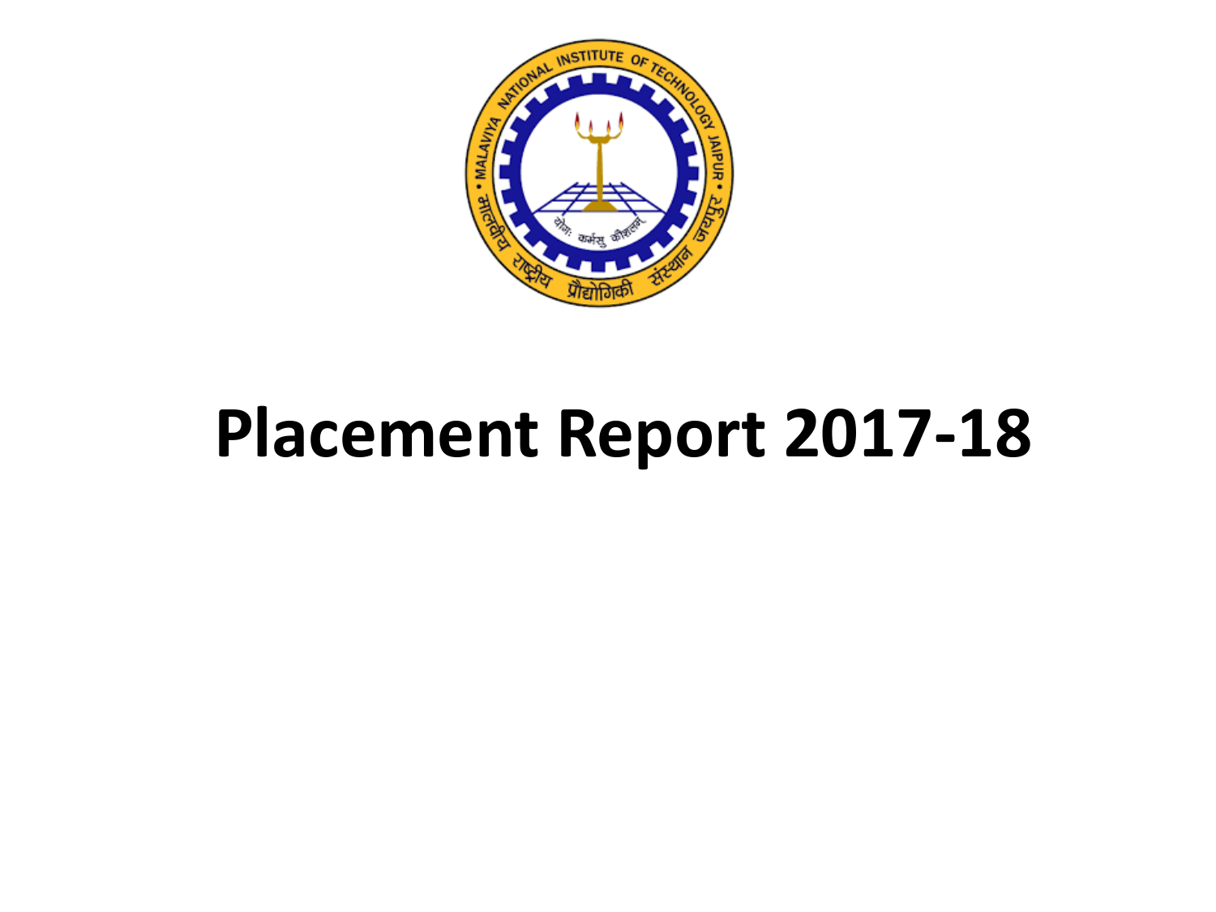# Placement Report 2017-18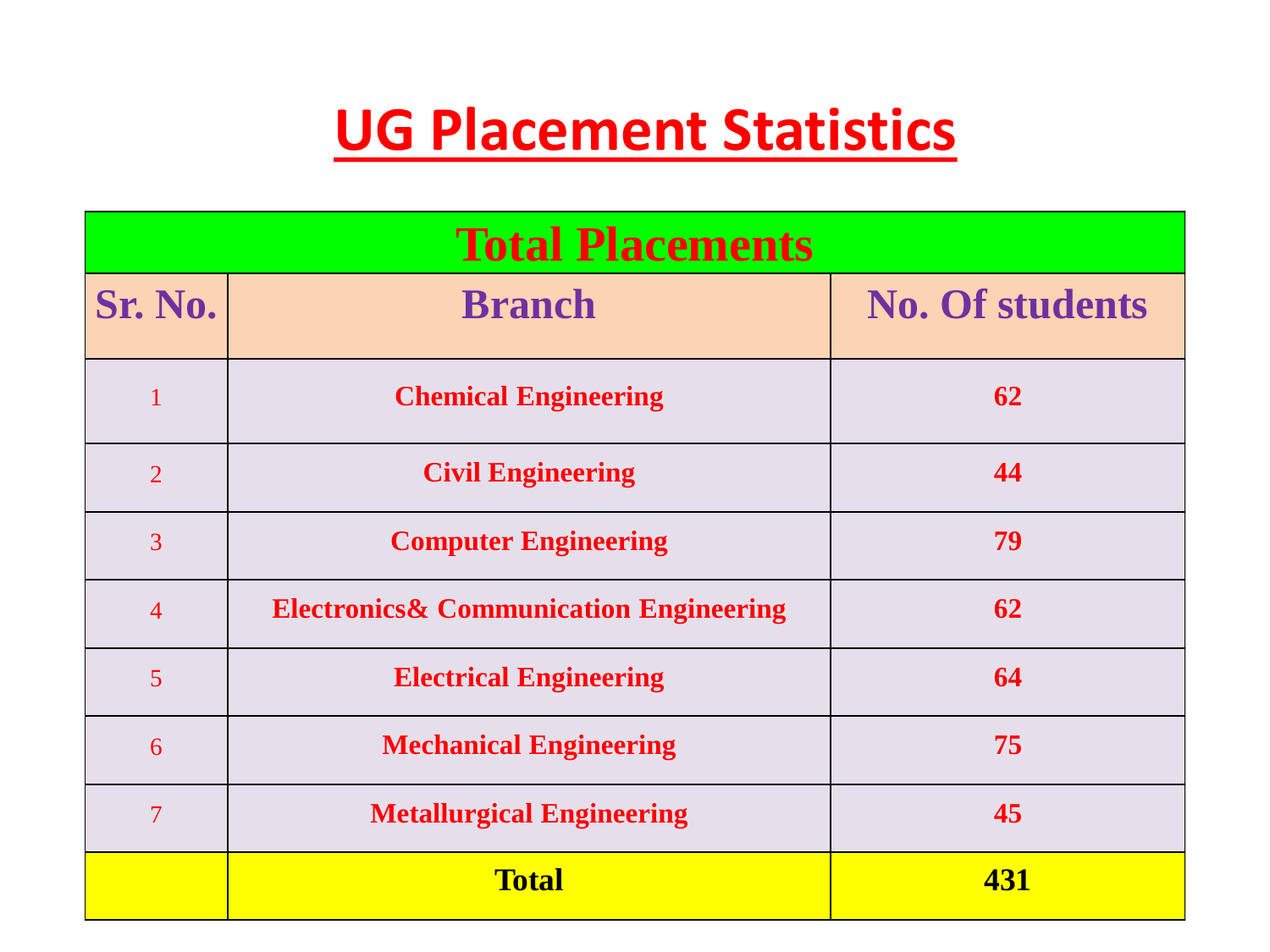# UG Placement Statistics

| Total Placements | | |
|---|---|---|
| **Sr. No.** | **Branch** | **No. Of students** |
| 1 | **Chemical Engineering** | **62** |
| 2 | **Civil Engineering** | **44** |
| 3 | **Computer Engineering** | **79** |
| 4 | **Electronics& Communication Engineering** | **62** |
| 5 | **Electrical Engineering** | **64** |
| 6 | **Mechanical Engineering** | **75** |
| 7 | **Metallurgical Engineering** | **45** |
| | **Total** | **431** |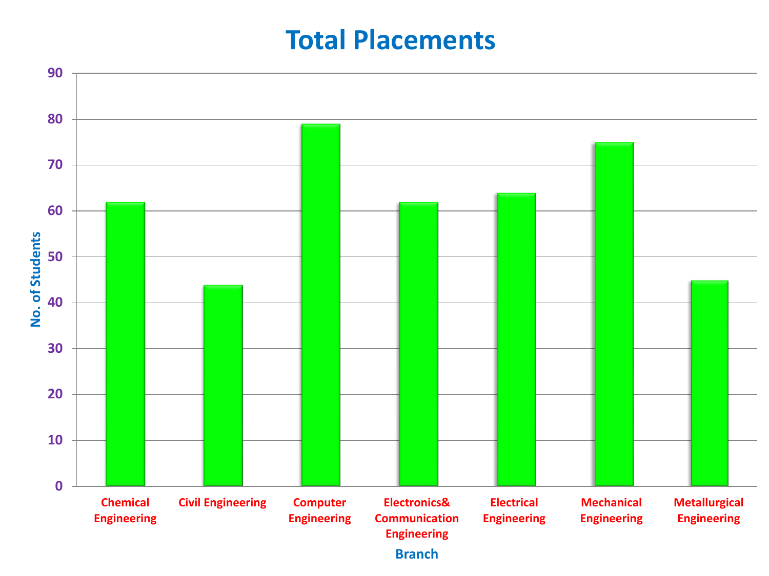# Total Placements

| Branch | No. of Students |
| --- | --- |
| Chemical Engineering | 62 |
| Civil Engineering | 44 |
| Computer Engineering | 79 |
| Electronics& Communication Engineering | 62 |
| Electrical Engineering | 64 |
| Mechanical Engineering | 75 |
| Metallurgical Engineering | 45 |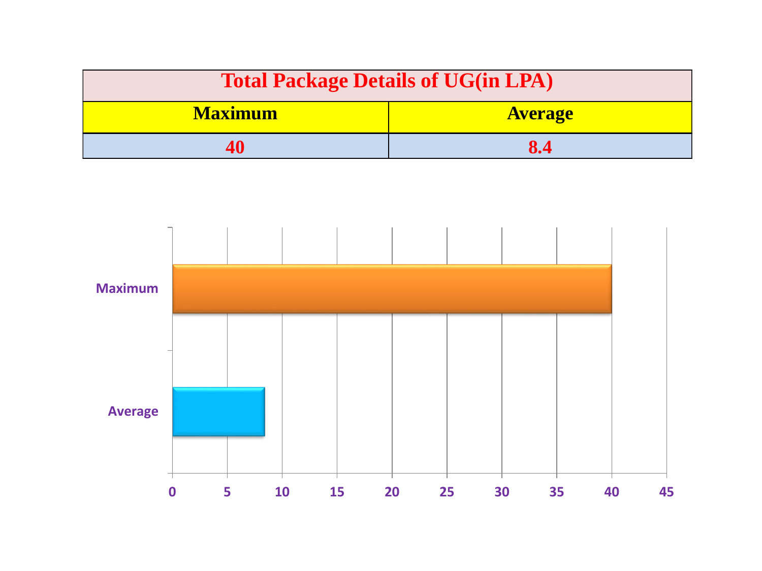| Total Package Details of UG(in LPA) | |
|---|---|
| **Maximum** | **Average** |
| 40 | 8.4 |

| | Value |
|---|---|
| Maximum | 40 |
| Average | 8.4 |

0 5 10 15 20 25 30 35 40 45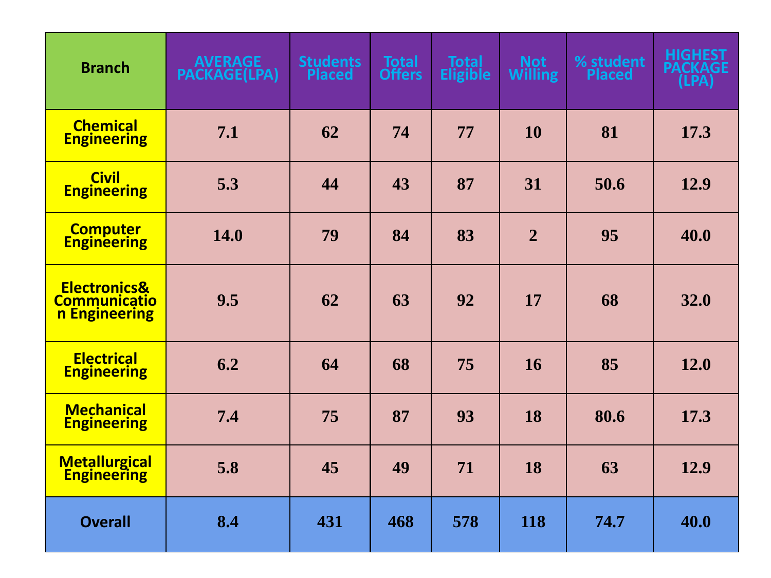| Branch | AVERAGE PACKAGE(LPA) | Students Placed | Total Offers | Total Eligible | Not Willing | % student Placed | HIGHEST PACKAGE (LPA) |
|---|---|---|---|---|---|---|---|
| Chemical Engineering | 7.1 | 62 | 74 | 77 | 10 | 81 | 17.3 |
| Civil Engineering | 5.3 | 44 | 43 | 87 | 31 | 50.6 | 12.9 |
| Computer Engineering | 14.0 | 79 | 84 | 83 | 2 | 95 | 40.0 |
| Electronics& Communication Engineering | 9.5 | 62 | 63 | 92 | 17 | 68 | 32.0 |
| Electrical Engineering | 6.2 | 64 | 68 | 75 | 16 | 85 | 12.0 |
| Mechanical Engineering | 7.4 | 75 | 87 | 93 | 18 | 80.6 | 17.3 |
| Metallurgical Engineering | 5.8 | 45 | 49 | 71 | 18 | 63 | 12.9 |
| Overall | 8.4 | 431 | 468 | 578 | 118 | 74.7 | 40.0 |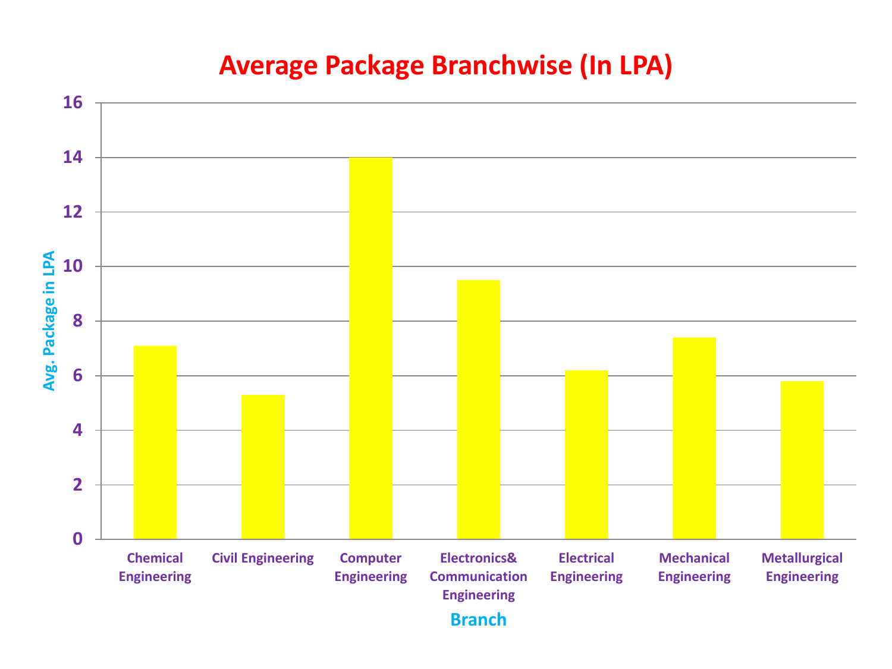# Average Package Branchwise (In LPA)

| Branch | Avg. Package in LPA |
| --- | --- |
| Chemical Engineering | 7.1 |
| Civil Engineering | 5.3 |
| Computer Engineering | 14 |
| Electronics& Communication Engineering | 9.5 |
| Electrical Engineering | 6.2 |
| Mechanical Engineering | 7.4 |
| Metallurgical Engineering | 5.8 |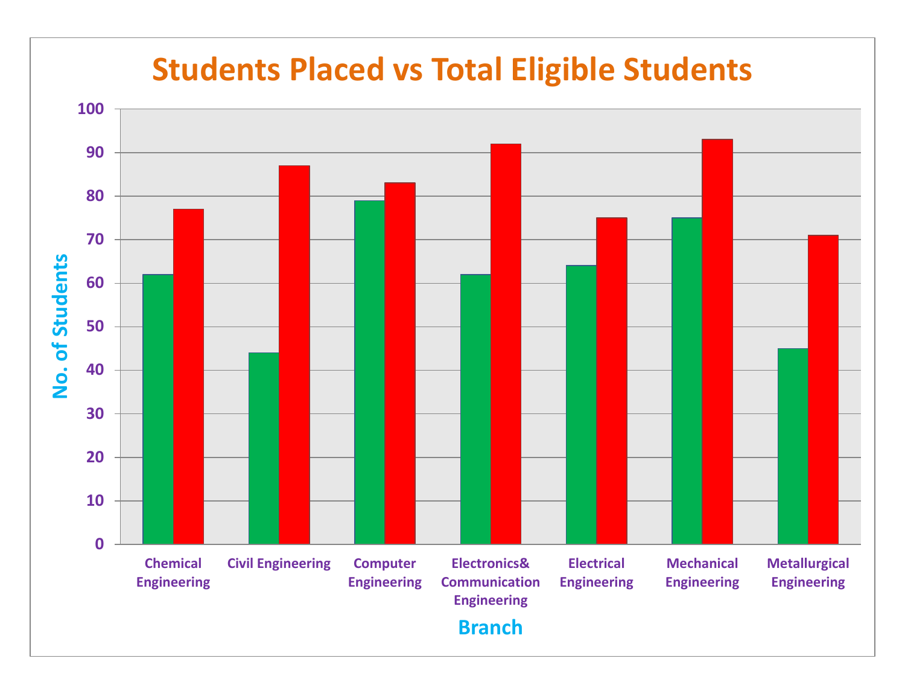# Students Placed vs Total Eligible Students

| Branch | Students Placed | Total Eligible Students |
| --- | --- | --- |
| Chemical Engineering | 62 | 77 |
| Civil Engineering | 44 | 87 |
| Computer Engineering | 79 | 83 |
| Electronics& Communication Engineering | 62 | 92 |
| Electrical Engineering | 64 | 75 |
| Mechanical Engineering | 75 | 93 |
| Metallurgical Engineering | 45 | 71 |

No. of Students

Branch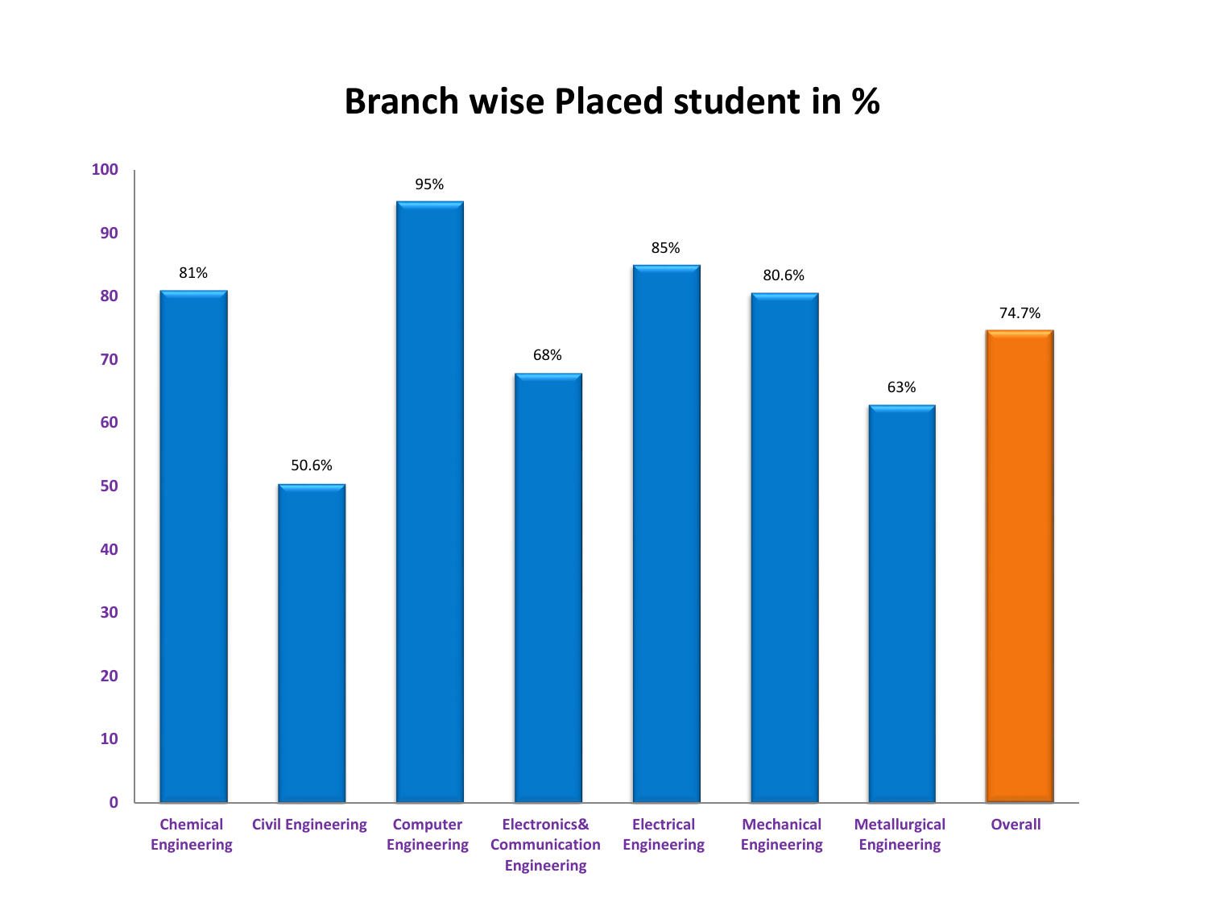# Branch wise Placed student in %

| Branch | Placed student (%) |
| --- | --- |
| Chemical Engineering | 81% |
| Civil Engineering | 50.6% |
| Computer Engineering | 95% |
| Electronics& Communication Engineering | 68% |
| Electrical Engineering | 85% |
| Mechanical Engineering | 80.6% |
| Metallurgical Engineering | 63% |
| Overall | 74.7% |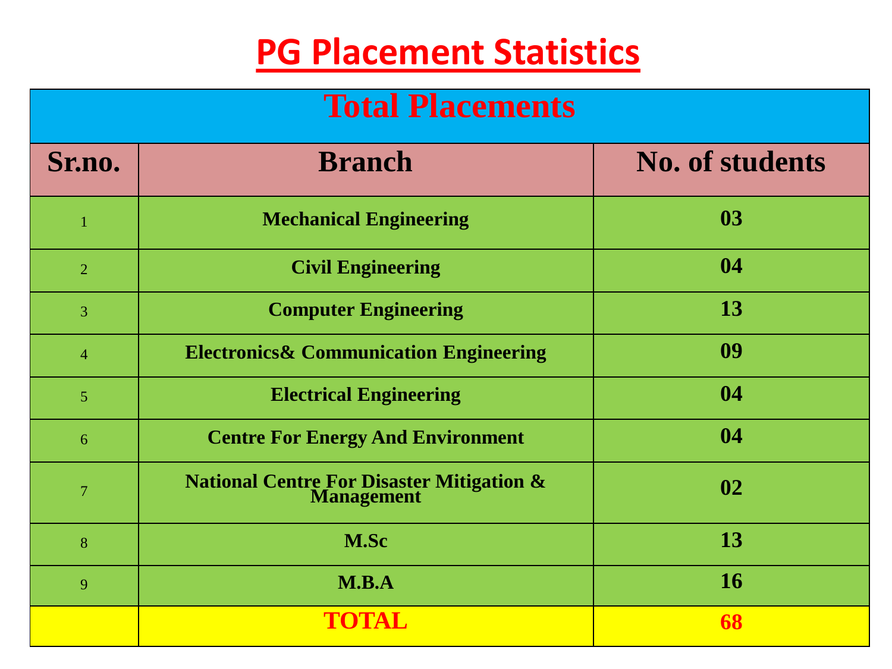# PG Placement Statistics

| Total Placements | | |
|---|---|---|
| **Sr.no.** | **Branch** | **No. of students** |
| 1 | **Mechanical Engineering** | **03** |
| 2 | **Civil Engineering** | **04** |
| 3 | **Computer Engineering** | **13** |
| 4 | **Electronics& Communication Engineering** | **09** |
| 5 | **Electrical Engineering** | **04** |
| 6 | **Centre For Energy And Environment** | **04** |
| 7 | **National Centre For Disaster Mitigation & Management** | **02** |
| 8 | **M.Sc** | **13** |
| 9 | **M.B.A** | **16** |
| | **TOTAL** | **68** |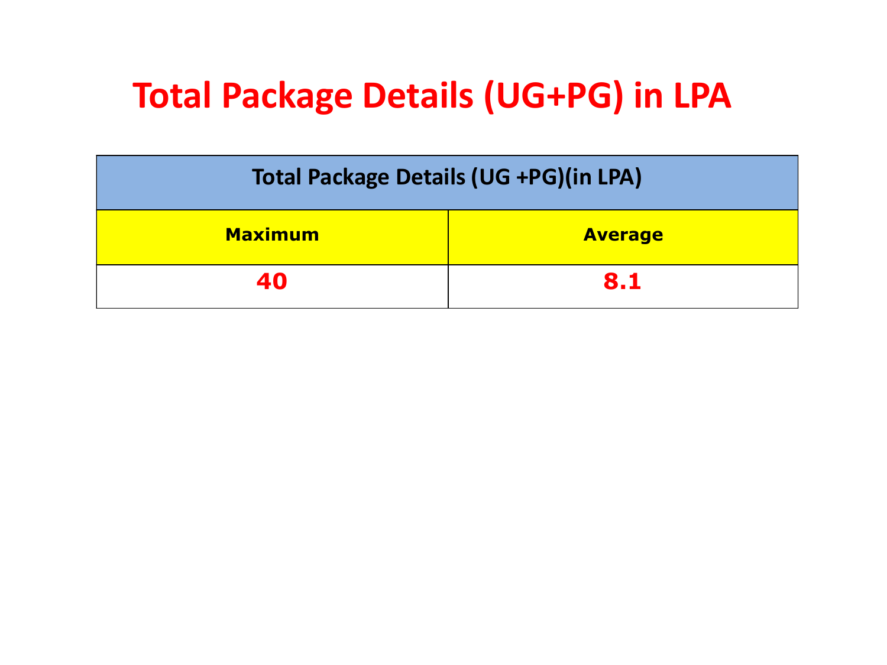# Total Package Details (UG+PG) in LPA

| Total Package Details (UG +PG)(in LPA) | |
|---|---|
| **Maximum** | **Average** |
| **40** | **8.1** |